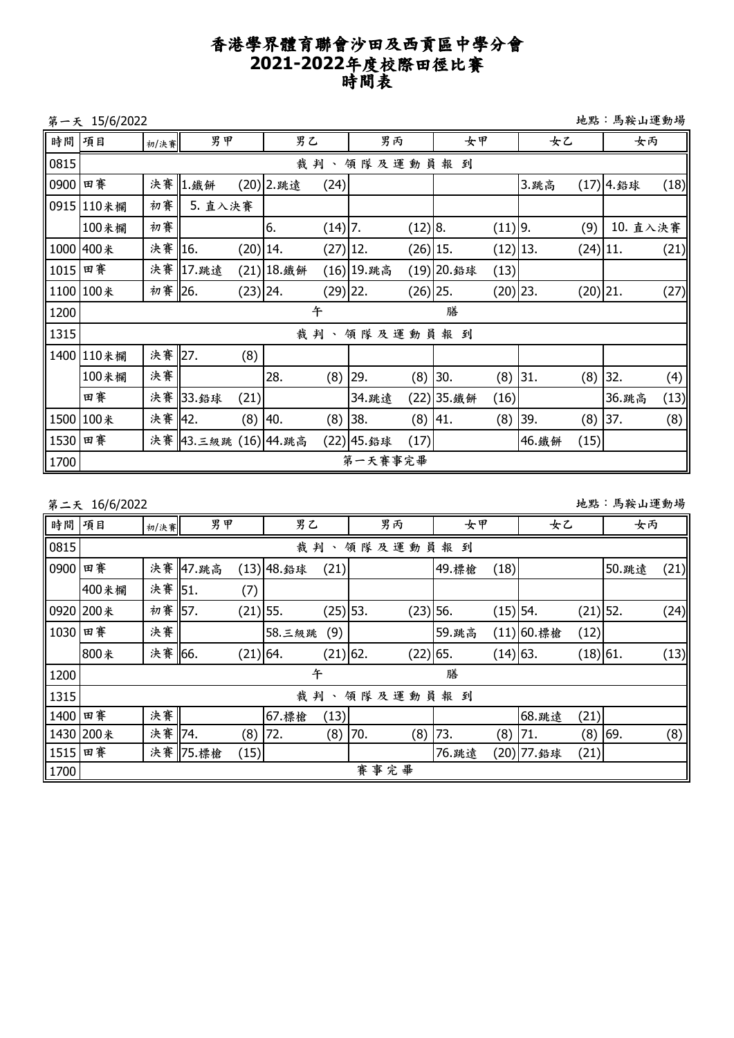# 香港學界體育聯會沙田及西貢區中學分會
# 2021-2022年度校際田徑比賽
# 時間表

第一天 15/6/2022　　　　地點：馬鞍山運動場

| 時間 | 項目 | 初/決賽 | 男甲 | | 男乙 | | 男丙 | | 女甲 | | 女乙 | | 女丙 | |
|---|---|---|---|---|---|---|---|---|---|---|---|---|---|---|
| 0815 | 裁判、領隊及運動員報到 | | | | | | | | | | | | | |
| 0900 | 田賽 | 決賽 | 1.鐵餅 | (20) | 2.跳遠 | (24) | | | | | 3.跳高 | (17) | 4.鉛球 | (18) |
| 0915 | 110米欄 | 初賽 | 5. 直入決賽 | | | | | | | | | | | |
| | 100米欄 | 初賽 | | | 6. | (14) | 7. | (12) | 8. | (11) | 9. | (9) | 10. 直入決賽 | |
| 1000 | 400米 | 決賽 | 16. | (20) | 14. | (27) | 12. | (26) | 15. | (12) | 13. | (24) | 11. | (21) |
| 1015 | 田賽 | 決賽 | 17.跳遠 | (21) | 18.鐵餅 | (16) | 19.跳高 | (19) | 20.鉛球 | (13) | | | | |
| 1100 | 100米 | 初賽 | 26. | (23) | 24. | (29) | 22. | (26) | 25. | (20) | 23. | (20) | 21. | (27) |
| 1200 | 午膳 | | | | | | | | | | | | | |
| 1315 | 裁判、領隊及運動員報到 | | | | | | | | | | | | | |
| 1400 | 110米欄 | 決賽 | 27. | (8) | | | | | | | | | | |
| | 100米欄 | 決賽 | | | 28. | (8) | 29. | (8) | 30. | (8) | 31. | (8) | 32. | (4) |
| | 田賽 | 決賽 | 33.鉛球 | (21) | | | 34.跳遠 | (22) | 35.鐵餅 | (16) | | | 36.跳高 | (13) |
| 1500 | 100米 | 決賽 | 42. | (8) | 40. | (8) | 38. | (8) | 41. | (8) | 39. | (8) | 37. | (8) |
| 1530 | 田賽 | 決賽 | 43.三級跳 | (16) | 44.跳高 | (22) | 45.鉛球 | (17) | | | 46.鐵餅 | (15) | | |
| 1700 | 第一天賽事完畢 | | | | | | | | | | | | | |

第二天 16/6/2022　　　　地點：馬鞍山運動場

| 時間 | 項目 | 初/決賽 | 男甲 | | 男乙 | | 男丙 | | 女甲 | | 女乙 | | 女丙 | |
|---|---|---|---|---|---|---|---|---|---|---|---|---|---|---|
| 0815 | 裁判、領隊及運動員報到 | | | | | | | | | | | | | |
| 0900 | 田賽 | 決賽 | 47.跳高 | (13) | 48.鉛球 | (21) | | | 49.標槍 | (18) | | | 50.跳遠 | (21) |
| | 400米欄 | 決賽 | 51. | (7) | | | | | | | | | | |
| 0920 | 200米 | 初賽 | 57. | (21) | 55. | (25) | 53. | (23) | 56. | (15) | 54. | (21) | 52. | (24) |
| 1030 | 田賽 | 決賽 | | | 58.三級跳 | (9) | | | 59.跳高 | (11) | 60.標槍 | (12) | | |
| | 800米 | 決賽 | 66. | (21) | 64. | (21) | 62. | (22) | 65. | (14) | 63. | (18) | 61. | (13) |
| 1200 | 午膳 | | | | | | | | | | | | | |
| 1315 | 裁判、領隊及運動員報到 | | | | | | | | | | | | | |
| 1400 | 田賽 | 決賽 | | | 67.標槍 | (13) | | | | | 68.跳遠 | (21) | | |
| 1430 | 200米 | 決賽 | 74. | (8) | 72. | (8) | 70. | (8) | 73. | (8) | 71. | (8) | 69. | (8) |
| 1515 | 田賽 | 決賽 | 75.標槍 | (15) | | | | | 76.跳遠 | (20) | 77.鉛球 | (21) | | |
| 1700 | 賽事完畢 | | | | | | | | | | | | | |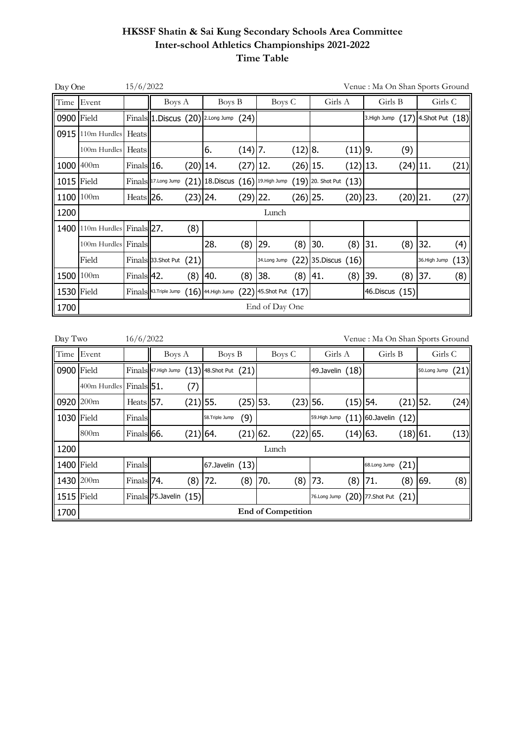# HKSSF Shatin & Sai Kung Secondary Schools Area Committee
# Inter-school Athletics Championships 2021-2022
# Time Table

Day One 15/6/2022 Venue : Ma On Shan Sports Ground

| Time | Event | | Boys A | | Boys B | | Boys C | | Girls A | | Girls B | | Girls C | |
|---|---|---|---|---|---|---|---|---|---|---|---|---|---|---|
| 0900 | Field | Finals | 1.Discus | (20) | 2.Long Jump | (24) | | | | | 3.High Jump | (17) | 4.Shot Put | (18) |
| 0915 | 110m Hurdles | Heats | | | | | | | | | | | | |
| | 100m Hurdles | Heats | | | 6. | (14) | 7. | (12) | 8. | (11) | 9. | (9) | | |
| 1000 | 400m | Finals | 16. | (20) | 14. | (27) | 12. | (26) | 15. | (12) | 13. | (24) | 11. | (21) |
| 1015 | Field | Finals | 17.Long Jump | (21) | 18.Discus | (16) | 19.High Jump | (19) | 20. Shot Put | (13) | | | | |
| 1100 | 100m | Heats | 26. | (23) | 24. | (29) | 22. | (26) | 25. | (20) | 23. | (20) | 21. | (27) |
| 1200 | Lunch | | | | | | | | | | | | | |
| 1400 | 110m Hurdles | Finals | 27. | (8) | | | | | | | | | | |
| | 100m Hurdles | Finals | | | 28. | (8) | 29. | (8) | 30. | (8) | 31. | (8) | 32. | (4) |
| | Field | Finals | 33.Shot Put | (21) | | | 34.Long Jump | (22) | 35.Discus | (16) | | | 36.High Jump | (13) |
| 1500 | 100m | Finals | 42. | (8) | 40. | (8) | 38. | (8) | 41. | (8) | 39. | (8) | 37. | (8) |
| 1530 | Field | Finals | 43.Triple Jump | (16) | 44.High Jump | (22) | 45.Shot Put | (17) | | | 46.Discus | (15) | | |
| 1700 | End of Day One | | | | | | | | | | | | | |

Day Two 16/6/2022 Venue : Ma On Shan Sports Ground

| Time | Event | | Boys A | | Boys B | | Boys C | | Girls A | | Girls B | | Girls C | |
|---|---|---|---|---|---|---|---|---|---|---|---|---|---|---|
| 0900 | Field | Finals | 47.High Jump | (13) | 48.Shot Put | (21) | | | 49.Javelin | (18) | | | 50.Long Jump | (21) |
| | 400m Hurdles | Finals | 51. | (7) | | | | | | | | | | |
| 0920 | 200m | Heats | 57. | (21) | 55. | (25) | 53. | (23) | 56. | (15) | 54. | (21) | 52. | (24) |
| 1030 | Field | Finals | | | 58.Triple Jump | (9) | | | 59.High Jump | (11) | 60.Javelin | (12) | | |
| | 800m | Finals | 66. | (21) | 64. | (21) | 62. | (22) | 65. | (14) | 63. | (18) | 61. | (13) |
| 1200 | Lunch | | | | | | | | | | | | | |
| 1400 | Field | Finals | | | 67.Javelin | (13) | | | | | 68.Long Jump | (21) | | |
| 1430 | 200m | Finals | 74. | (8) | 72. | (8) | 70. | (8) | 73. | (8) | 71. | (8) | 69. | (8) |
| 1515 | Field | Finals | 75.Javelin | (15) | | | | | 76.Long Jump | (20) | 77.Shot Put | (21) | | |
| 1700 | **End of Competition** | | | | | | | | | | | | | |